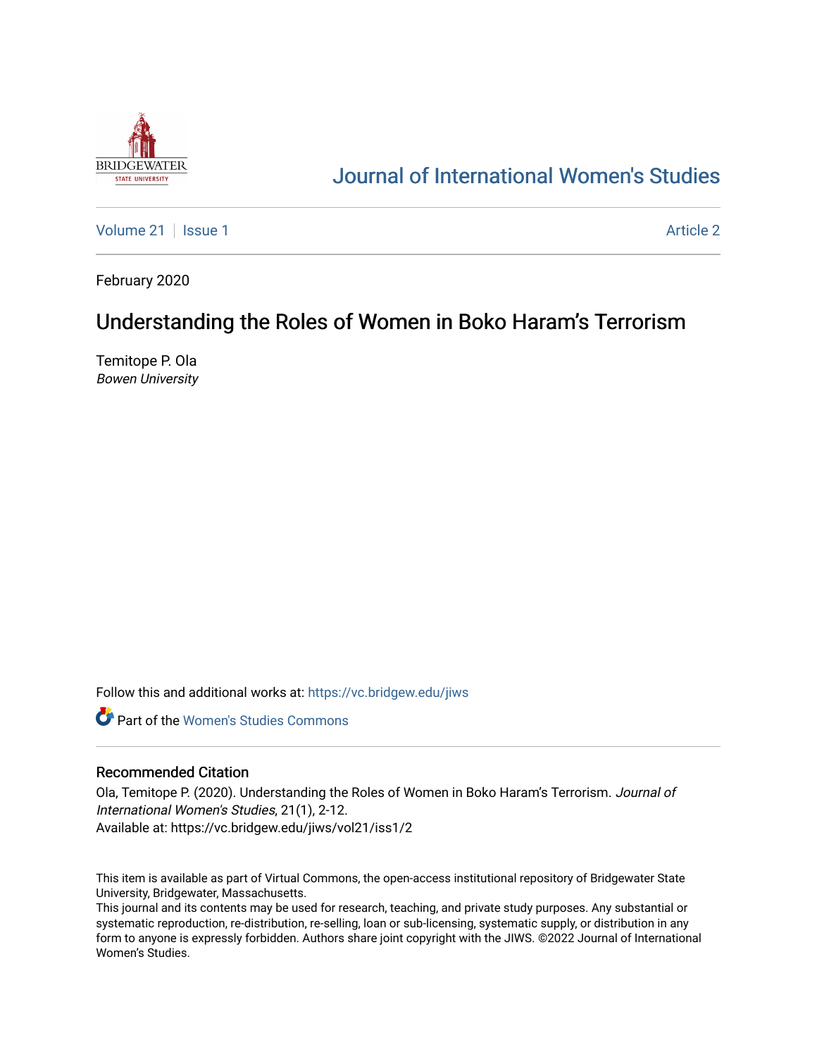# Journal of International Women's Studies

Volume 21 | Issue 1 | Article 2

February 2020

## Understanding the Roles of Women in Boko Haram's Terrorism

Temitope P. Ola
*Bowen University*

Follow this and additional works at: https://vc.bridgew.edu/jiws

Part of the Women's Studies Commons

### Recommended Citation

Ola, Temitope P. (2020). Understanding the Roles of Women in Boko Haram's Terrorism. *Journal of International Women's Studies*, 21(1), 2-12.
Available at: https://vc.bridgew.edu/jiws/vol21/iss1/2

This item is available as part of Virtual Commons, the open-access institutional repository of Bridgewater State University, Bridgewater, Massachusetts.
This journal and its contents may be used for research, teaching, and private study purposes. Any substantial or systematic reproduction, re-distribution, re-selling, loan or sub-licensing, systematic supply, or distribution in any form to anyone is expressly forbidden. Authors share joint copyright with the JIWS. ©2022 Journal of International Women's Studies.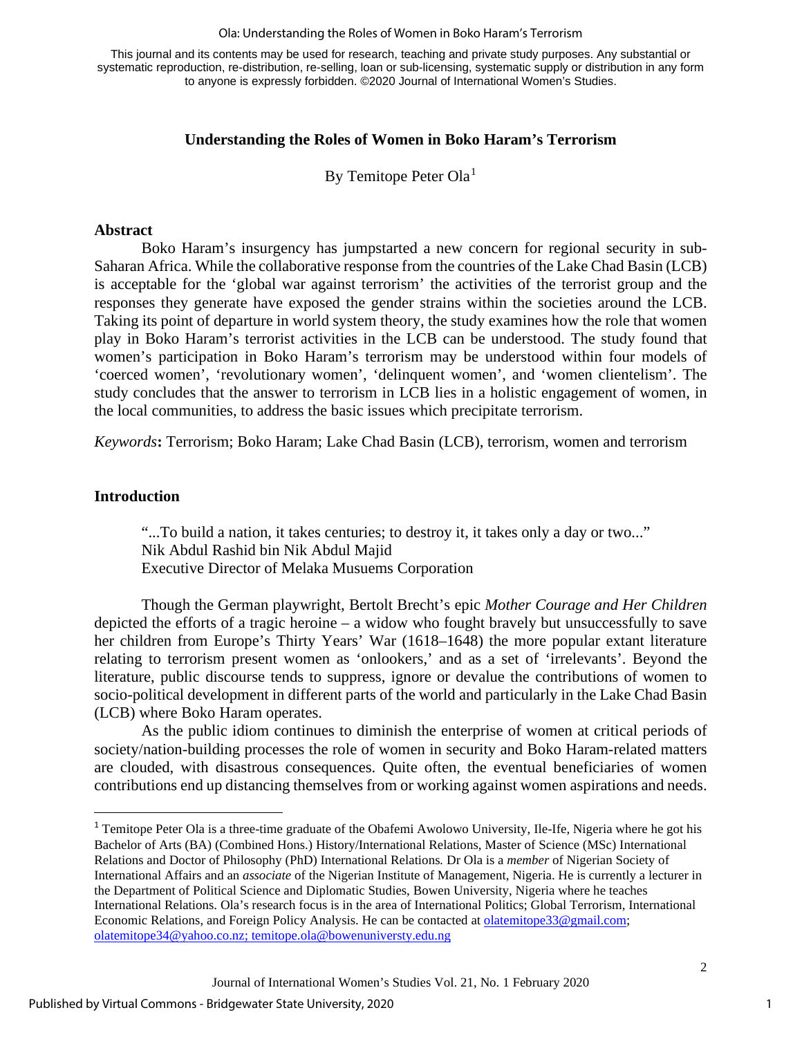This journal and its contents may be used for research, teaching and private study purposes. Any substantial or systematic reproduction, re-distribution, re-selling, loan or sub-licensing, systematic supply or distribution in any form to anyone is expressly forbidden. ©2020 Journal of International Women's Studies.

# Understanding the Roles of Women in Boko Haram's Terrorism

By Temitope Peter Ola[1]

## Abstract

Boko Haram's insurgency has jumpstarted a new concern for regional security in sub-Saharan Africa. While the collaborative response from the countries of the Lake Chad Basin (LCB) is acceptable for the 'global war against terrorism' the activities of the terrorist group and the responses they generate have exposed the gender strains within the societies around the LCB. Taking its point of departure in world system theory, the study examines how the role that women play in Boko Haram's terrorist activities in the LCB can be understood. The study found that women's participation in Boko Haram's terrorism may be understood within four models of 'coerced women', 'revolutionary women', 'delinquent women', and 'women clientelism'. The study concludes that the answer to terrorism in LCB lies in a holistic engagement of women, in the local communities, to address the basic issues which precipitate terrorism.

*Keywords*: Terrorism; Boko Haram; Lake Chad Basin (LCB), terrorism, women and terrorism

## Introduction

> "...To build a nation, it takes centuries; to destroy it, it takes only a day or two..."
> Nik Abdul Rashid bin Nik Abdul Majid
> Executive Director of Melaka Musuems Corporation

Though the German playwright, Bertolt Brecht's epic *Mother Courage and Her Children* depicted the efforts of a tragic heroine – a widow who fought bravely but unsuccessfully to save her children from Europe's Thirty Years' War (1618–1648) the more popular extant literature relating to terrorism present women as 'onlookers,' and as a set of 'irrelevants'. Beyond the literature, public discourse tends to suppress, ignore or devalue the contributions of women to socio-political development in different parts of the world and particularly in the Lake Chad Basin (LCB) where Boko Haram operates.

As the public idiom continues to diminish the enterprise of women at critical periods of society/nation-building processes the role of women in security and Boko Haram-related matters are clouded, with disastrous consequences. Quite often, the eventual beneficiaries of women contributions end up distancing themselves from or working against women aspirations and needs.

---

[1] Temitope Peter Ola is a three-time graduate of the Obafemi Awolowo University, Ile-Ife, Nigeria where he got his Bachelor of Arts (BA) (Combined Hons.) History/International Relations, Master of Science (MSc) International Relations and Doctor of Philosophy (PhD) International Relations. Dr Ola is a *member* of Nigerian Society of International Affairs and an *associate* of the Nigerian Institute of Management, Nigeria. He is currently a lecturer in the Department of Political Science and Diplomatic Studies, Bowen University, Nigeria where he teaches International Relations. Ola's research focus is in the area of International Politics; Global Terrorism, International Economic Relations, and Foreign Policy Analysis. He can be contacted at olatemitope33@gmail.com; olatemitope34@yahoo.co.nz; temitope.ola@bowenuniversty.edu.ng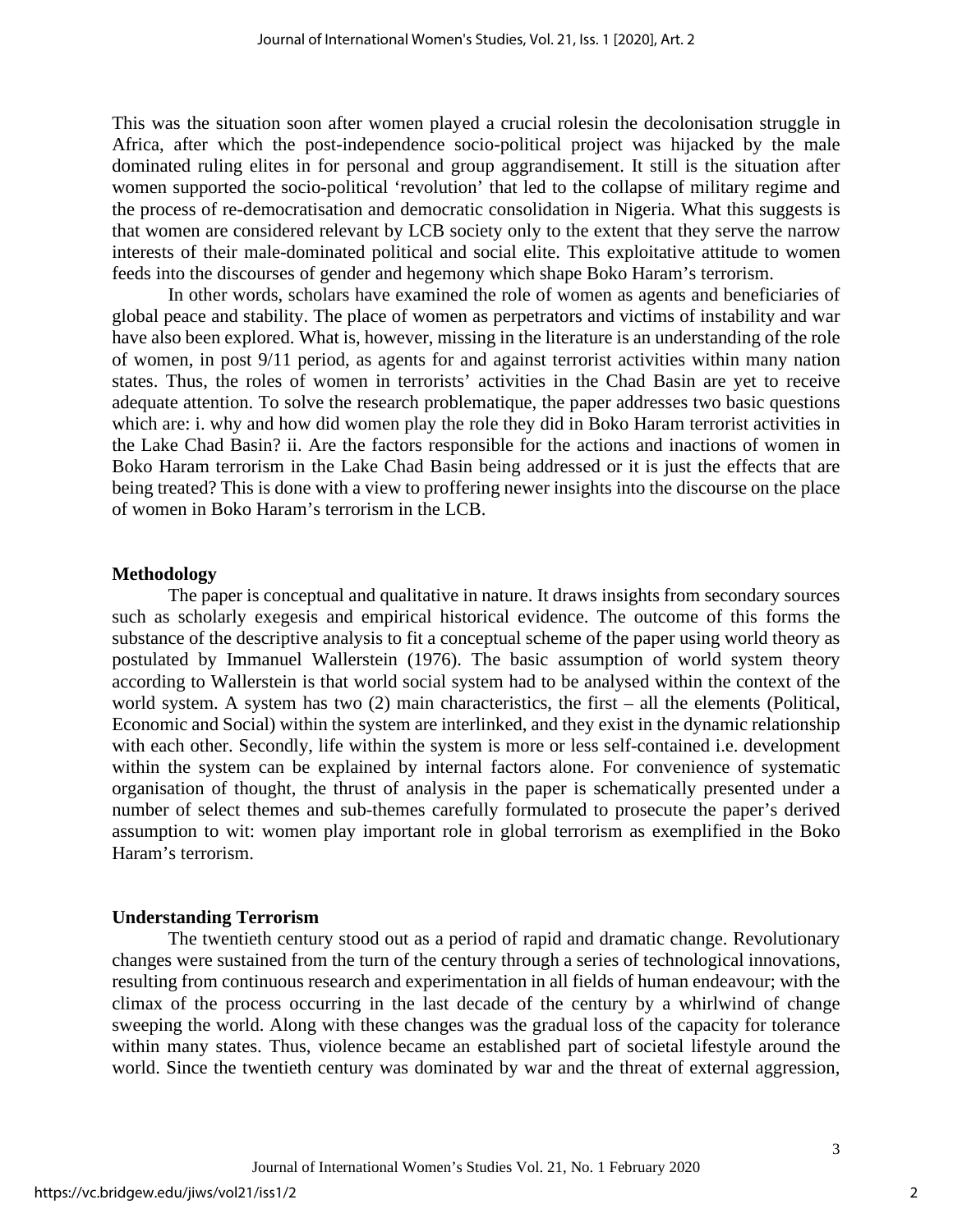This was the situation soon after women played a crucial rolesin the decolonisation struggle in Africa, after which the post-independence socio-political project was hijacked by the male dominated ruling elites in for personal and group aggrandisement. It still is the situation after women supported the socio-political 'revolution' that led to the collapse of military regime and the process of re-democratisation and democratic consolidation in Nigeria. What this suggests is that women are considered relevant by LCB society only to the extent that they serve the narrow interests of their male-dominated political and social elite. This exploitative attitude to women feeds into the discourses of gender and hegemony which shape Boko Haram's terrorism.

In other words, scholars have examined the role of women as agents and beneficiaries of global peace and stability. The place of women as perpetrators and victims of instability and war have also been explored. What is, however, missing in the literature is an understanding of the role of women, in post 9/11 period, as agents for and against terrorist activities within many nation states. Thus, the roles of women in terrorists' activities in the Chad Basin are yet to receive adequate attention. To solve the research problematique, the paper addresses two basic questions which are: i. why and how did women play the role they did in Boko Haram terrorist activities in the Lake Chad Basin? ii. Are the factors responsible for the actions and inactions of women in Boko Haram terrorism in the Lake Chad Basin being addressed or it is just the effects that are being treated? This is done with a view to proffering newer insights into the discourse on the place of women in Boko Haram's terrorism in the LCB.

**Methodology**

The paper is conceptual and qualitative in nature. It draws insights from secondary sources such as scholarly exegesis and empirical historical evidence. The outcome of this forms the substance of the descriptive analysis to fit a conceptual scheme of the paper using world theory as postulated by Immanuel Wallerstein (1976). The basic assumption of world system theory according to Wallerstein is that world social system had to be analysed within the context of the world system. A system has two (2) main characteristics, the first – all the elements (Political, Economic and Social) within the system are interlinked, and they exist in the dynamic relationship with each other. Secondly, life within the system is more or less self-contained i.e. development within the system can be explained by internal factors alone. For convenience of systematic organisation of thought, the thrust of analysis in the paper is schematically presented under a number of select themes and sub-themes carefully formulated to prosecute the paper's derived assumption to wit: women play important role in global terrorism as exemplified in the Boko Haram's terrorism.

**Understanding Terrorism**

The twentieth century stood out as a period of rapid and dramatic change. Revolutionary changes were sustained from the turn of the century through a series of technological innovations, resulting from continuous research and experimentation in all fields of human endeavour; with the climax of the process occurring in the last decade of the century by a whirlwind of change sweeping the world. Along with these changes was the gradual loss of the capacity for tolerance within many states. Thus, violence became an established part of societal lifestyle around the world. Since the twentieth century was dominated by war and the threat of external aggression,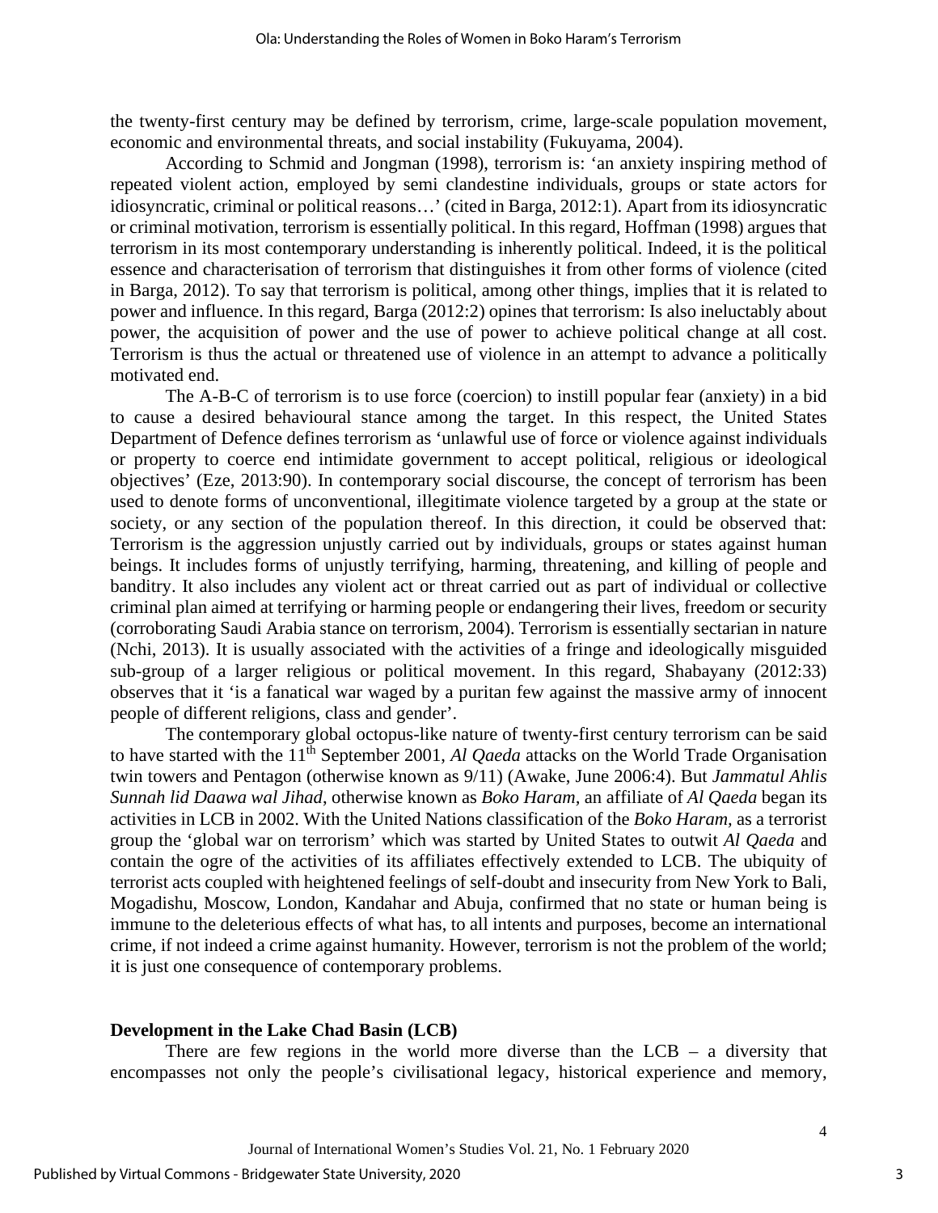the twenty-first century may be defined by terrorism, crime, large-scale population movement, economic and environmental threats, and social instability (Fukuyama, 2004).

According to Schmid and Jongman (1998), terrorism is: 'an anxiety inspiring method of repeated violent action, employed by semi clandestine individuals, groups or state actors for idiosyncratic, criminal or political reasons…' (cited in Barga, 2012:1). Apart from its idiosyncratic or criminal motivation, terrorism is essentially political. In this regard, Hoffman (1998) argues that terrorism in its most contemporary understanding is inherently political. Indeed, it is the political essence and characterisation of terrorism that distinguishes it from other forms of violence (cited in Barga, 2012). To say that terrorism is political, among other things, implies that it is related to power and influence. In this regard, Barga (2012:2) opines that terrorism: Is also ineluctably about power, the acquisition of power and the use of power to achieve political change at all cost. Terrorism is thus the actual or threatened use of violence in an attempt to advance a politically motivated end.

The A-B-C of terrorism is to use force (coercion) to instill popular fear (anxiety) in a bid to cause a desired behavioural stance among the target. In this respect, the United States Department of Defence defines terrorism as 'unlawful use of force or violence against individuals or property to coerce end intimidate government to accept political, religious or ideological objectives' (Eze, 2013:90). In contemporary social discourse, the concept of terrorism has been used to denote forms of unconventional, illegitimate violence targeted by a group at the state or society, or any section of the population thereof. In this direction, it could be observed that: Terrorism is the aggression unjustly carried out by individuals, groups or states against human beings. It includes forms of unjustly terrifying, harming, threatening, and killing of people and banditry. It also includes any violent act or threat carried out as part of individual or collective criminal plan aimed at terrifying or harming people or endangering their lives, freedom or security (corroborating Saudi Arabia stance on terrorism, 2004). Terrorism is essentially sectarian in nature (Nchi, 2013). It is usually associated with the activities of a fringe and ideologically misguided sub-group of a larger religious or political movement. In this regard, Shabayany (2012:33) observes that it 'is a fanatical war waged by a puritan few against the massive army of innocent people of different religions, class and gender'.

The contemporary global octopus-like nature of twenty-first century terrorism can be said to have started with the 11th September 2001, *Al Qaeda* attacks on the World Trade Organisation twin towers and Pentagon (otherwise known as 9/11) (Awake, June 2006:4). But *Jammatul Ahlis Sunnah lid Daawa wal Jihad*, otherwise known as *Boko Haram*, an affiliate of *Al Qaeda* began its activities in LCB in 2002. With the United Nations classification of the *Boko Haram*, as a terrorist group the 'global war on terrorism' which was started by United States to outwit *Al Qaeda* and contain the ogre of the activities of its affiliates effectively extended to LCB. The ubiquity of terrorist acts coupled with heightened feelings of self-doubt and insecurity from New York to Bali, Mogadishu, Moscow, London, Kandahar and Abuja, confirmed that no state or human being is immune to the deleterious effects of what has, to all intents and purposes, become an international crime, if not indeed a crime against humanity. However, terrorism is not the problem of the world; it is just one consequence of contemporary problems.

## Development in the Lake Chad Basin (LCB)

There are few regions in the world more diverse than the LCB – a diversity that encompasses not only the people's civilisational legacy, historical experience and memory,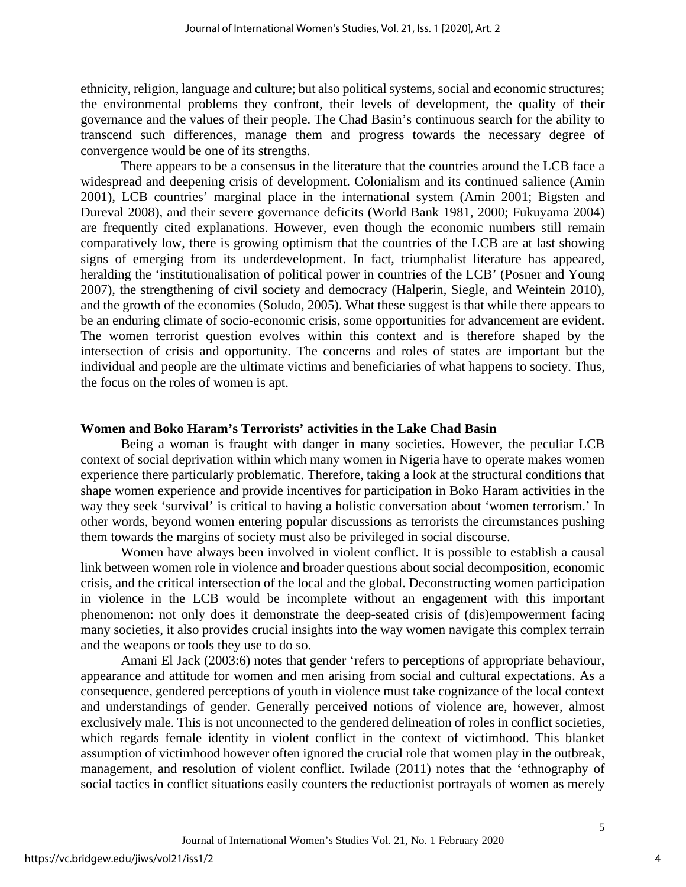ethnicity, religion, language and culture; but also political systems, social and economic structures; the environmental problems they confront, their levels of development, the quality of their governance and the values of their people. The Chad Basin's continuous search for the ability to transcend such differences, manage them and progress towards the necessary degree of convergence would be one of its strengths.

There appears to be a consensus in the literature that the countries around the LCB face a widespread and deepening crisis of development. Colonialism and its continued salience (Amin 2001), LCB countries' marginal place in the international system (Amin 2001; Bigsten and Dureval 2008), and their severe governance deficits (World Bank 1981, 2000; Fukuyama 2004) are frequently cited explanations. However, even though the economic numbers still remain comparatively low, there is growing optimism that the countries of the LCB are at last showing signs of emerging from its underdevelopment. In fact, triumphalist literature has appeared, heralding the 'institutionalisation of political power in countries of the LCB' (Posner and Young 2007), the strengthening of civil society and democracy (Halperin, Siegle, and Weintein 2010), and the growth of the economies (Soludo, 2005). What these suggest is that while there appears to be an enduring climate of socio-economic crisis, some opportunities for advancement are evident. The women terrorist question evolves within this context and is therefore shaped by the intersection of crisis and opportunity. The concerns and roles of states are important but the individual and people are the ultimate victims and beneficiaries of what happens to society. Thus, the focus on the roles of women is apt.

## Women and Boko Haram's Terrorists' activities in the Lake Chad Basin

Being a woman is fraught with danger in many societies. However, the peculiar LCB context of social deprivation within which many women in Nigeria have to operate makes women experience there particularly problematic. Therefore, taking a look at the structural conditions that shape women experience and provide incentives for participation in Boko Haram activities in the way they seek 'survival' is critical to having a holistic conversation about 'women terrorism.' In other words, beyond women entering popular discussions as terrorists the circumstances pushing them towards the margins of society must also be privileged in social discourse.

Women have always been involved in violent conflict. It is possible to establish a causal link between women role in violence and broader questions about social decomposition, economic crisis, and the critical intersection of the local and the global. Deconstructing women participation in violence in the LCB would be incomplete without an engagement with this important phenomenon: not only does it demonstrate the deep-seated crisis of (dis)empowerment facing many societies, it also provides crucial insights into the way women navigate this complex terrain and the weapons or tools they use to do so.

Amani El Jack (2003:6) notes that gender 'refers to perceptions of appropriate behaviour, appearance and attitude for women and men arising from social and cultural expectations. As a consequence, gendered perceptions of youth in violence must take cognizance of the local context and understandings of gender. Generally perceived notions of violence are, however, almost exclusively male. This is not unconnected to the gendered delineation of roles in conflict societies, which regards female identity in violent conflict in the context of victimhood. This blanket assumption of victimhood however often ignored the crucial role that women play in the outbreak, management, and resolution of violent conflict. Iwilade (2011) notes that the 'ethnography of social tactics in conflict situations easily counters the reductionist portrayals of women as merely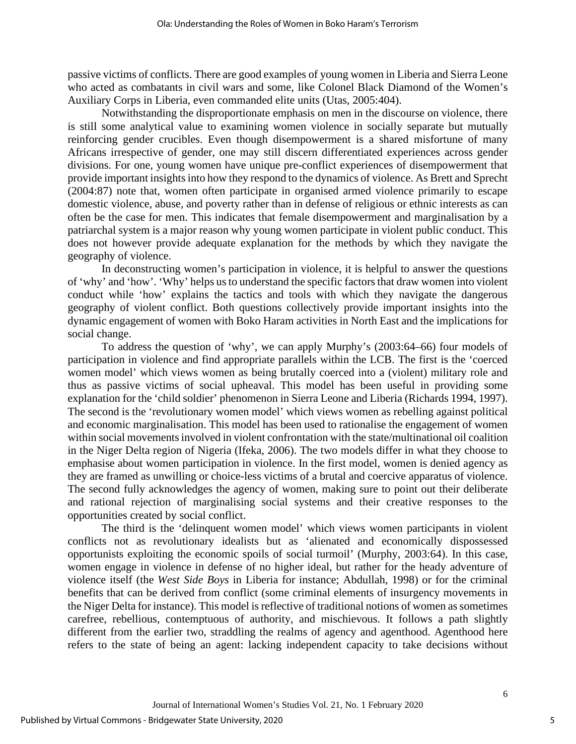passive victims of conflicts. There are good examples of young women in Liberia and Sierra Leone who acted as combatants in civil wars and some, like Colonel Black Diamond of the Women's Auxiliary Corps in Liberia, even commanded elite units (Utas, 2005:404).

Notwithstanding the disproportionate emphasis on men in the discourse on violence, there is still some analytical value to examining women violence in socially separate but mutually reinforcing gender crucibles. Even though disempowerment is a shared misfortune of many Africans irrespective of gender, one may still discern differentiated experiences across gender divisions. For one, young women have unique pre-conflict experiences of disempowerment that provide important insights into how they respond to the dynamics of violence. As Brett and Sprecht (2004:87) note that, women often participate in organised armed violence primarily to escape domestic violence, abuse, and poverty rather than in defense of religious or ethnic interests as can often be the case for men. This indicates that female disempowerment and marginalisation by a patriarchal system is a major reason why young women participate in violent public conduct. This does not however provide adequate explanation for the methods by which they navigate the geography of violence.

In deconstructing women's participation in violence, it is helpful to answer the questions of 'why' and 'how'. 'Why' helps us to understand the specific factors that draw women into violent conduct while 'how' explains the tactics and tools with which they navigate the dangerous geography of violent conflict. Both questions collectively provide important insights into the dynamic engagement of women with Boko Haram activities in North East and the implications for social change.

To address the question of 'why', we can apply Murphy's (2003:64–66) four models of participation in violence and find appropriate parallels within the LCB. The first is the 'coerced women model' which views women as being brutally coerced into a (violent) military role and thus as passive victims of social upheaval. This model has been useful in providing some explanation for the 'child soldier' phenomenon in Sierra Leone and Liberia (Richards 1994, 1997). The second is the 'revolutionary women model' which views women as rebelling against political and economic marginalisation. This model has been used to rationalise the engagement of women within social movements involved in violent confrontation with the state/multinational oil coalition in the Niger Delta region of Nigeria (Ifeka, 2006). The two models differ in what they choose to emphasise about women participation in violence. In the first model, women is denied agency as they are framed as unwilling or choice-less victims of a brutal and coercive apparatus of violence. The second fully acknowledges the agency of women, making sure to point out their deliberate and rational rejection of marginalising social systems and their creative responses to the opportunities created by social conflict.

The third is the 'delinquent women model' which views women participants in violent conflicts not as revolutionary idealists but as 'alienated and economically dispossessed opportunists exploiting the economic spoils of social turmoil' (Murphy, 2003:64). In this case, women engage in violence in defense of no higher ideal, but rather for the heady adventure of violence itself (the *West Side Boys* in Liberia for instance; Abdullah, 1998) or for the criminal benefits that can be derived from conflict (some criminal elements of insurgency movements in the Niger Delta for instance). This model is reflective of traditional notions of women as sometimes carefree, rebellious, contemptuous of authority, and mischievous. It follows a path slightly different from the earlier two, straddling the realms of agency and agenthood. Agenthood here refers to the state of being an agent: lacking independent capacity to take decisions without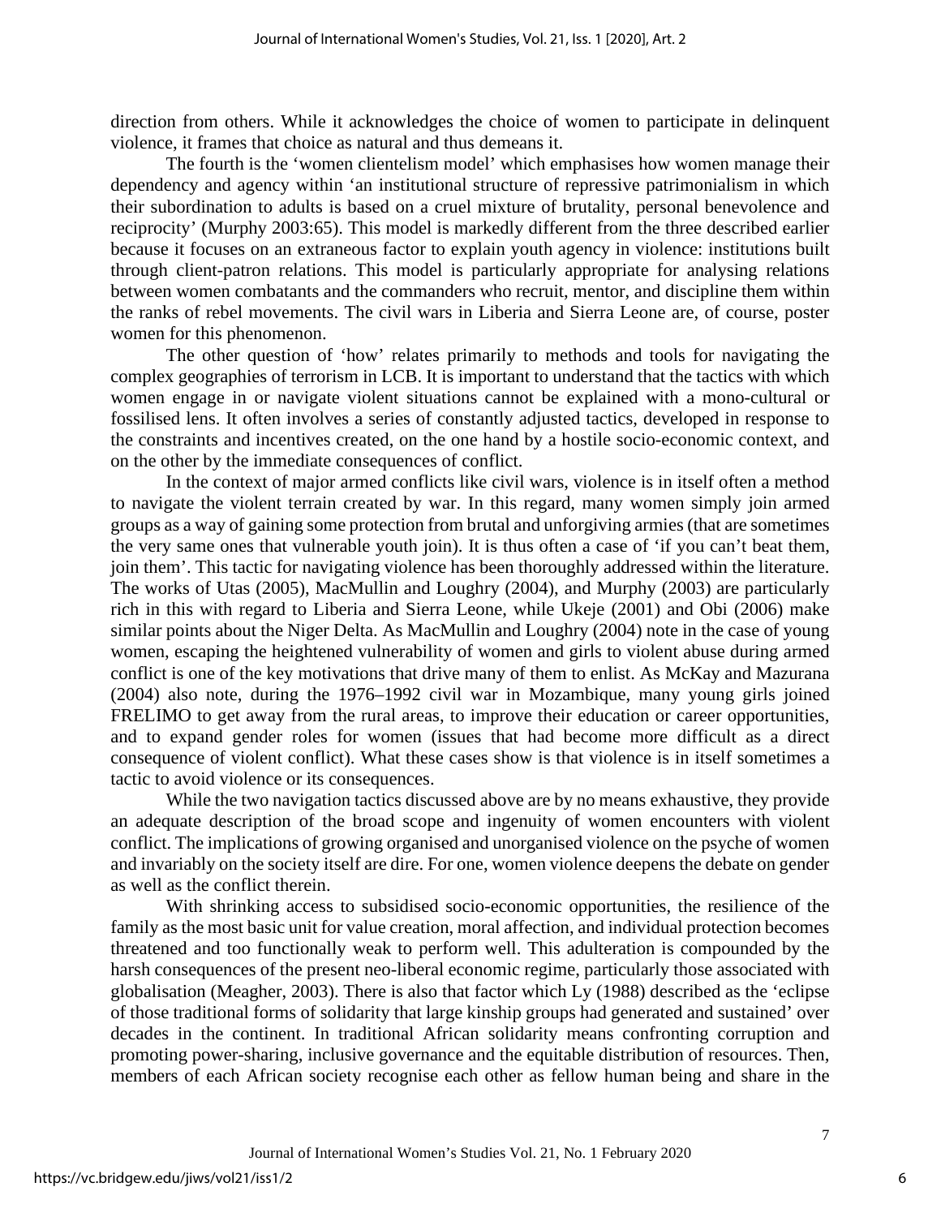direction from others. While it acknowledges the choice of women to participate in delinquent violence, it frames that choice as natural and thus demeans it.

The fourth is the 'women clientelism model' which emphasises how women manage their dependency and agency within 'an institutional structure of repressive patrimonialism in which their subordination to adults is based on a cruel mixture of brutality, personal benevolence and reciprocity' (Murphy 2003:65). This model is markedly different from the three described earlier because it focuses on an extraneous factor to explain youth agency in violence: institutions built through client-patron relations. This model is particularly appropriate for analysing relations between women combatants and the commanders who recruit, mentor, and discipline them within the ranks of rebel movements. The civil wars in Liberia and Sierra Leone are, of course, poster women for this phenomenon.

The other question of 'how' relates primarily to methods and tools for navigating the complex geographies of terrorism in LCB. It is important to understand that the tactics with which women engage in or navigate violent situations cannot be explained with a mono-cultural or fossilised lens. It often involves a series of constantly adjusted tactics, developed in response to the constraints and incentives created, on the one hand by a hostile socio-economic context, and on the other by the immediate consequences of conflict.

In the context of major armed conflicts like civil wars, violence is in itself often a method to navigate the violent terrain created by war. In this regard, many women simply join armed groups as a way of gaining some protection from brutal and unforgiving armies (that are sometimes the very same ones that vulnerable youth join). It is thus often a case of 'if you can't beat them, join them'. This tactic for navigating violence has been thoroughly addressed within the literature. The works of Utas (2005), MacMullin and Loughry (2004), and Murphy (2003) are particularly rich in this with regard to Liberia and Sierra Leone, while Ukeje (2001) and Obi (2006) make similar points about the Niger Delta. As MacMullin and Loughry (2004) note in the case of young women, escaping the heightened vulnerability of women and girls to violent abuse during armed conflict is one of the key motivations that drive many of them to enlist. As McKay and Mazurana (2004) also note, during the 1976–1992 civil war in Mozambique, many young girls joined FRELIMO to get away from the rural areas, to improve their education or career opportunities, and to expand gender roles for women (issues that had become more difficult as a direct consequence of violent conflict). What these cases show is that violence is in itself sometimes a tactic to avoid violence or its consequences.

While the two navigation tactics discussed above are by no means exhaustive, they provide an adequate description of the broad scope and ingenuity of women encounters with violent conflict. The implications of growing organised and unorganised violence on the psyche of women and invariably on the society itself are dire. For one, women violence deepens the debate on gender as well as the conflict therein.

With shrinking access to subsidised socio-economic opportunities, the resilience of the family as the most basic unit for value creation, moral affection, and individual protection becomes threatened and too functionally weak to perform well. This adulteration is compounded by the harsh consequences of the present neo-liberal economic regime, particularly those associated with globalisation (Meagher, 2003). There is also that factor which Ly (1988) described as the 'eclipse of those traditional forms of solidarity that large kinship groups had generated and sustained' over decades in the continent. In traditional African solidarity means confronting corruption and promoting power-sharing, inclusive governance and the equitable distribution of resources. Then, members of each African society recognise each other as fellow human being and share in the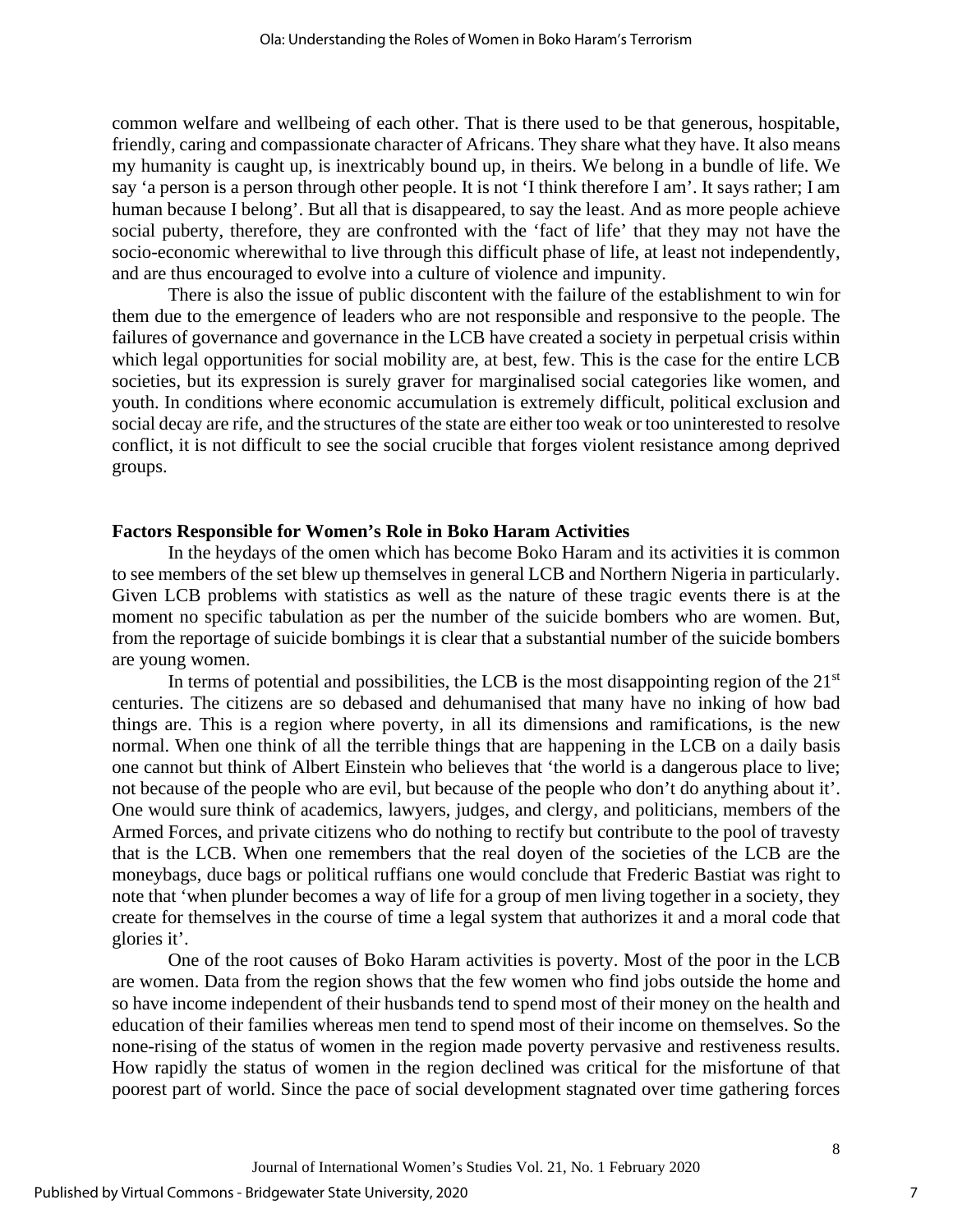common welfare and wellbeing of each other. That is there used to be that generous, hospitable, friendly, caring and compassionate character of Africans. They share what they have. It also means my humanity is caught up, is inextricably bound up, in theirs. We belong in a bundle of life. We say 'a person is a person through other people. It is not 'I think therefore I am'. It says rather; I am human because I belong'. But all that is disappeared, to say the least. And as more people achieve social puberty, therefore, they are confronted with the 'fact of life' that they may not have the socio-economic wherewithal to live through this difficult phase of life, at least not independently, and are thus encouraged to evolve into a culture of violence and impunity.

There is also the issue of public discontent with the failure of the establishment to win for them due to the emergence of leaders who are not responsible and responsive to the people. The failures of governance and governance in the LCB have created a society in perpetual crisis within which legal opportunities for social mobility are, at best, few. This is the case for the entire LCB societies, but its expression is surely graver for marginalised social categories like women, and youth. In conditions where economic accumulation is extremely difficult, political exclusion and social decay are rife, and the structures of the state are either too weak or too uninterested to resolve conflict, it is not difficult to see the social crucible that forges violent resistance among deprived groups.

## Factors Responsible for Women's Role in Boko Haram Activities

In the heydays of the omen which has become Boko Haram and its activities it is common to see members of the set blew up themselves in general LCB and Northern Nigeria in particularly. Given LCB problems with statistics as well as the nature of these tragic events there is at the moment no specific tabulation as per the number of the suicide bombers who are women. But, from the reportage of suicide bombings it is clear that a substantial number of the suicide bombers are young women.

In terms of potential and possibilities, the LCB is the most disappointing region of the 21st centuries. The citizens are so debased and dehumanised that many have no inking of how bad things are. This is a region where poverty, in all its dimensions and ramifications, is the new normal. When one think of all the terrible things that are happening in the LCB on a daily basis one cannot but think of Albert Einstein who believes that 'the world is a dangerous place to live; not because of the people who are evil, but because of the people who don't do anything about it'. One would sure think of academics, lawyers, judges, and clergy, and politicians, members of the Armed Forces, and private citizens who do nothing to rectify but contribute to the pool of travesty that is the LCB. When one remembers that the real doyen of the societies of the LCB are the moneybags, duce bags or political ruffians one would conclude that Frederic Bastiat was right to note that 'when plunder becomes a way of life for a group of men living together in a society, they create for themselves in the course of time a legal system that authorizes it and a moral code that glories it'.

One of the root causes of Boko Haram activities is poverty. Most of the poor in the LCB are women. Data from the region shows that the few women who find jobs outside the home and so have income independent of their husbands tend to spend most of their money on the health and education of their families whereas men tend to spend most of their income on themselves. So the none-rising of the status of women in the region made poverty pervasive and restiveness results. How rapidly the status of women in the region declined was critical for the misfortune of that poorest part of world. Since the pace of social development stagnated over time gathering forces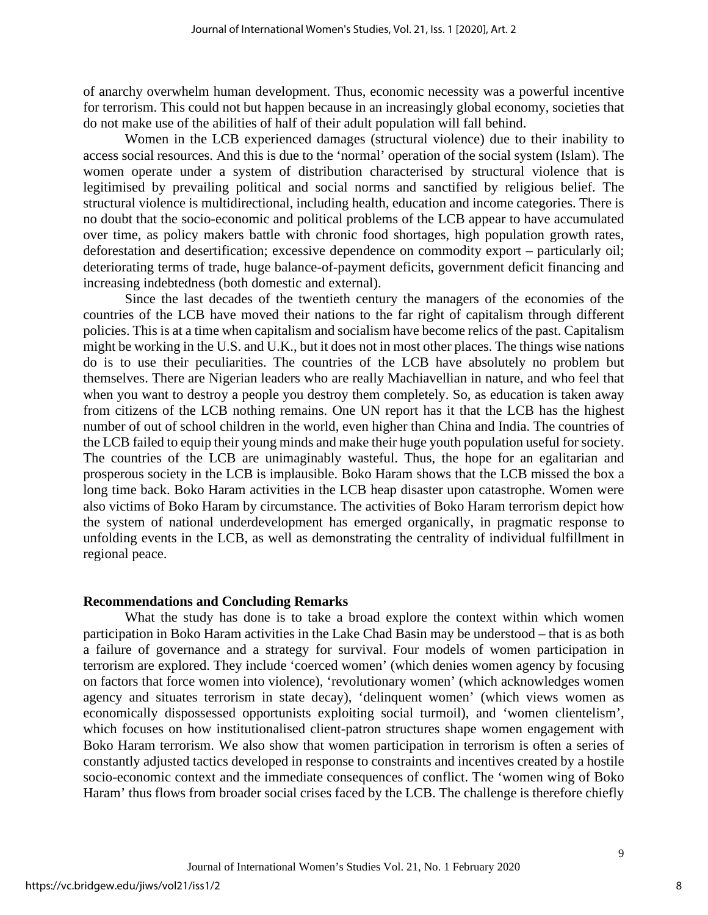of anarchy overwhelm human development. Thus, economic necessity was a powerful incentive for terrorism. This could not but happen because in an increasingly global economy, societies that do not make use of the abilities of half of their adult population will fall behind.

Women in the LCB experienced damages (structural violence) due to their inability to access social resources. And this is due to the 'normal' operation of the social system (Islam). The women operate under a system of distribution characterised by structural violence that is legitimised by prevailing political and social norms and sanctified by religious belief. The structural violence is multidirectional, including health, education and income categories. There is no doubt that the socio-economic and political problems of the LCB appear to have accumulated over time, as policy makers battle with chronic food shortages, high population growth rates, deforestation and desertification; excessive dependence on commodity export – particularly oil; deteriorating terms of trade, huge balance-of-payment deficits, government deficit financing and increasing indebtedness (both domestic and external).

Since the last decades of the twentieth century the managers of the economies of the countries of the LCB have moved their nations to the far right of capitalism through different policies. This is at a time when capitalism and socialism have become relics of the past. Capitalism might be working in the U.S. and U.K., but it does not in most other places. The things wise nations do is to use their peculiarities. The countries of the LCB have absolutely no problem but themselves. There are Nigerian leaders who are really Machiavellian in nature, and who feel that when you want to destroy a people you destroy them completely. So, as education is taken away from citizens of the LCB nothing remains. One UN report has it that the LCB has the highest number of out of school children in the world, even higher than China and India. The countries of the LCB failed to equip their young minds and make their huge youth population useful for society. The countries of the LCB are unimaginably wasteful. Thus, the hope for an egalitarian and prosperous society in the LCB is implausible. Boko Haram shows that the LCB missed the box a long time back. Boko Haram activities in the LCB heap disaster upon catastrophe. Women were also victims of Boko Haram by circumstance. The activities of Boko Haram terrorism depict how the system of national underdevelopment has emerged organically, in pragmatic response to unfolding events in the LCB, as well as demonstrating the centrality of individual fulfillment in regional peace.

## Recommendations and Concluding Remarks

What the study has done is to take a broad explore the context within which women participation in Boko Haram activities in the Lake Chad Basin may be understood – that is as both a failure of governance and a strategy for survival. Four models of women participation in terrorism are explored. They include 'coerced women' (which denies women agency by focusing on factors that force women into violence), 'revolutionary women' (which acknowledges women agency and situates terrorism in state decay), 'delinquent women' (which views women as economically dispossessed opportunists exploiting social turmoil), and 'women clientelism', which focuses on how institutionalised client-patron structures shape women engagement with Boko Haram terrorism. We also show that women participation in terrorism is often a series of constantly adjusted tactics developed in response to constraints and incentives created by a hostile socio-economic context and the immediate consequences of conflict. The 'women wing of Boko Haram' thus flows from broader social crises faced by the LCB. The challenge is therefore chiefly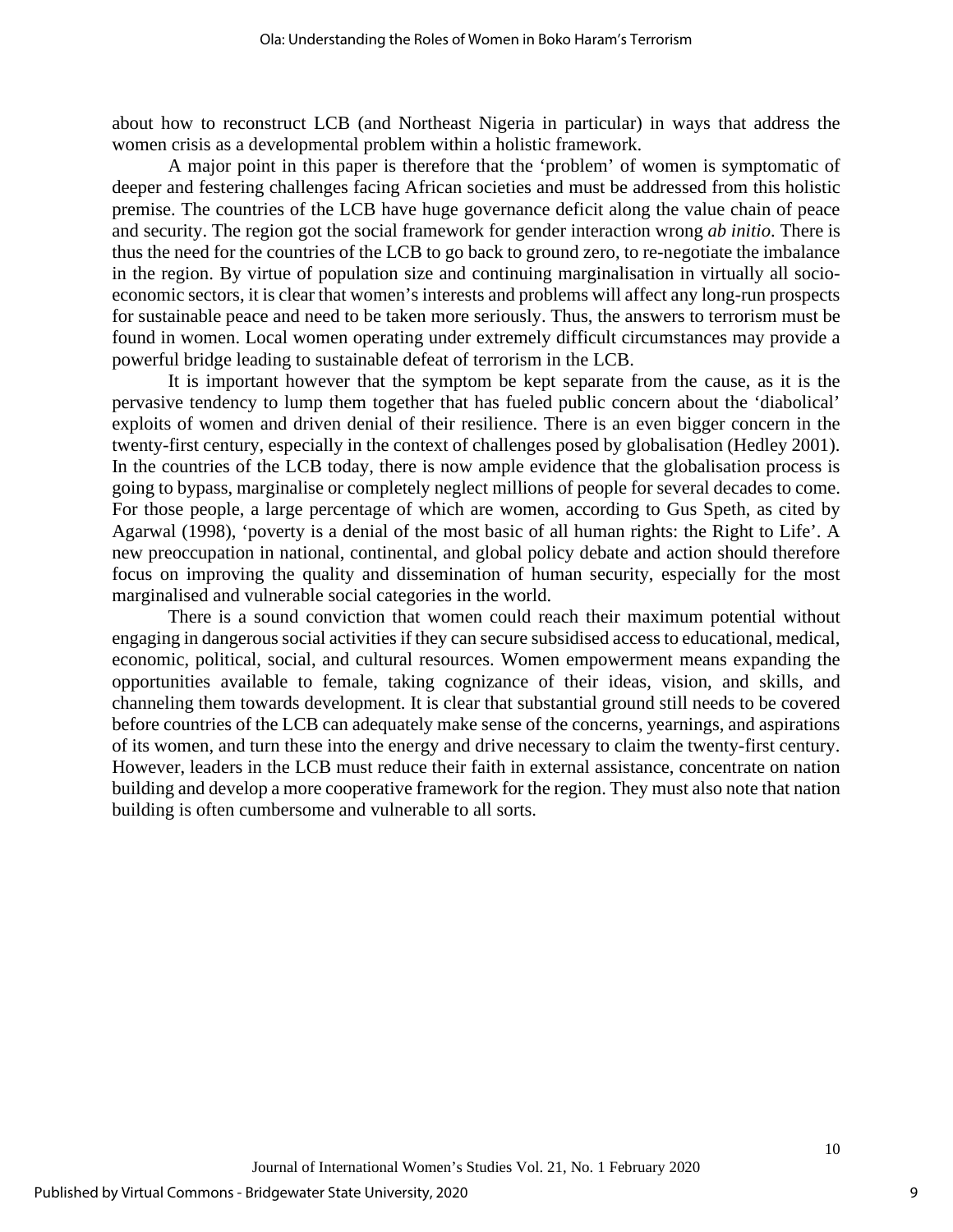about how to reconstruct LCB (and Northeast Nigeria in particular) in ways that address the women crisis as a developmental problem within a holistic framework.

A major point in this paper is therefore that the 'problem' of women is symptomatic of deeper and festering challenges facing African societies and must be addressed from this holistic premise. The countries of the LCB have huge governance deficit along the value chain of peace and security. The region got the social framework for gender interaction wrong *ab initio*. There is thus the need for the countries of the LCB to go back to ground zero, to re-negotiate the imbalance in the region. By virtue of population size and continuing marginalisation in virtually all socio-economic sectors, it is clear that women's interests and problems will affect any long-run prospects for sustainable peace and need to be taken more seriously. Thus, the answers to terrorism must be found in women. Local women operating under extremely difficult circumstances may provide a powerful bridge leading to sustainable defeat of terrorism in the LCB.

It is important however that the symptom be kept separate from the cause, as it is the pervasive tendency to lump them together that has fueled public concern about the 'diabolical' exploits of women and driven denial of their resilience. There is an even bigger concern in the twenty-first century, especially in the context of challenges posed by globalisation (Hedley 2001). In the countries of the LCB today, there is now ample evidence that the globalisation process is going to bypass, marginalise or completely neglect millions of people for several decades to come. For those people, a large percentage of which are women, according to Gus Speth, as cited by Agarwal (1998), 'poverty is a denial of the most basic of all human rights: the Right to Life'. A new preoccupation in national, continental, and global policy debate and action should therefore focus on improving the quality and dissemination of human security, especially for the most marginalised and vulnerable social categories in the world.

There is a sound conviction that women could reach their maximum potential without engaging in dangerous social activities if they can secure subsidised access to educational, medical, economic, political, social, and cultural resources. Women empowerment means expanding the opportunities available to female, taking cognizance of their ideas, vision, and skills, and channeling them towards development. It is clear that substantial ground still needs to be covered before countries of the LCB can adequately make sense of the concerns, yearnings, and aspirations of its women, and turn these into the energy and drive necessary to claim the twenty-first century. However, leaders in the LCB must reduce their faith in external assistance, concentrate on nation building and develop a more cooperative framework for the region. They must also note that nation building is often cumbersome and vulnerable to all sorts.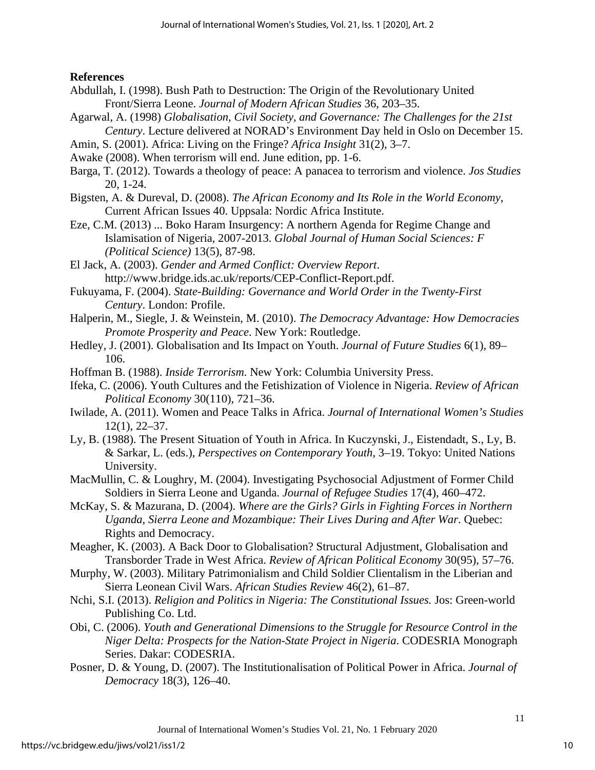**References**

Abdullah, I. (1998). Bush Path to Destruction: The Origin of the Revolutionary United Front/Sierra Leone. *Journal of Modern African Studies* 36, 203–35.

Agarwal, A. (1998) *Globalisation, Civil Society, and Governance: The Challenges for the 21st Century*. Lecture delivered at NORAD's Environment Day held in Oslo on December 15.

Amin, S. (2001). Africa: Living on the Fringe? *Africa Insight* 31(2), 3–7.

Awake (2008). When terrorism will end. June edition, pp. 1-6.

Barga, T. (2012). Towards a theology of peace: A panacea to terrorism and violence. *Jos Studies* 20, 1-24.

Bigsten, A. & Dureval, D. (2008). *The African Economy and Its Role in the World Economy*, Current African Issues 40. Uppsala: Nordic Africa Institute.

Eze, C.M. (2013) ... Boko Haram Insurgency: A northern Agenda for Regime Change and Islamisation of Nigeria, 2007-2013. *Global Journal of Human Social Sciences: F (Political Science)* 13(5), 87-98.

El Jack, A. (2003). *Gender and Armed Conflict: Overview Report*. http://www.bridge.ids.ac.uk/reports/CEP-Conflict-Report.pdf.

Fukuyama, F. (2004). *State-Building: Governance and World Order in the Twenty-First Century*. London: Profile.

Halperin, M., Siegle, J. & Weinstein, M. (2010). *The Democracy Advantage: How Democracies Promote Prosperity and Peace*. New York: Routledge.

Hedley, J. (2001). Globalisation and Its Impact on Youth. *Journal of Future Studies* 6(1), 89–106.

Hoffman B. (1988). *Inside Terrorism*. New York: Columbia University Press.

Ifeka, C. (2006). Youth Cultures and the Fetishization of Violence in Nigeria. *Review of African Political Economy* 30(110), 721–36.

Iwilade, A. (2011). Women and Peace Talks in Africa. *Journal of International Women's Studies* 12(1), 22–37.

Ly, B. (1988). The Present Situation of Youth in Africa. In Kuczynski, J., Eistendadt, S., Ly, B. & Sarkar, L. (eds.), *Perspectives on Contemporary Youth*, 3–19. Tokyo: United Nations University.

MacMullin, C. & Loughry, M. (2004). Investigating Psychosocial Adjustment of Former Child Soldiers in Sierra Leone and Uganda. *Journal of Refugee Studies* 17(4), 460–472.

McKay, S. & Mazurana, D. (2004). *Where are the Girls? Girls in Fighting Forces in Northern Uganda, Sierra Leone and Mozambique: Their Lives During and After War*. Quebec: Rights and Democracy.

Meagher, K. (2003). A Back Door to Globalisation? Structural Adjustment, Globalisation and Transborder Trade in West Africa. *Review of African Political Economy* 30(95), 57–76.

Murphy, W. (2003). Military Patrimonialism and Child Soldier Clientalism in the Liberian and Sierra Leonean Civil Wars. *African Studies Review* 46(2), 61–87.

Nchi, S.I. (2013). *Religion and Politics in Nigeria: The Constitutional Issues.* Jos: Green-world Publishing Co. Ltd.

Obi, C. (2006). *Youth and Generational Dimensions to the Struggle for Resource Control in the Niger Delta: Prospects for the Nation-State Project in Nigeria*. CODESRIA Monograph Series. Dakar: CODESRIA.

Posner, D. & Young, D. (2007). The Institutionalisation of Political Power in Africa. *Journal of Democracy* 18(3), 126–40.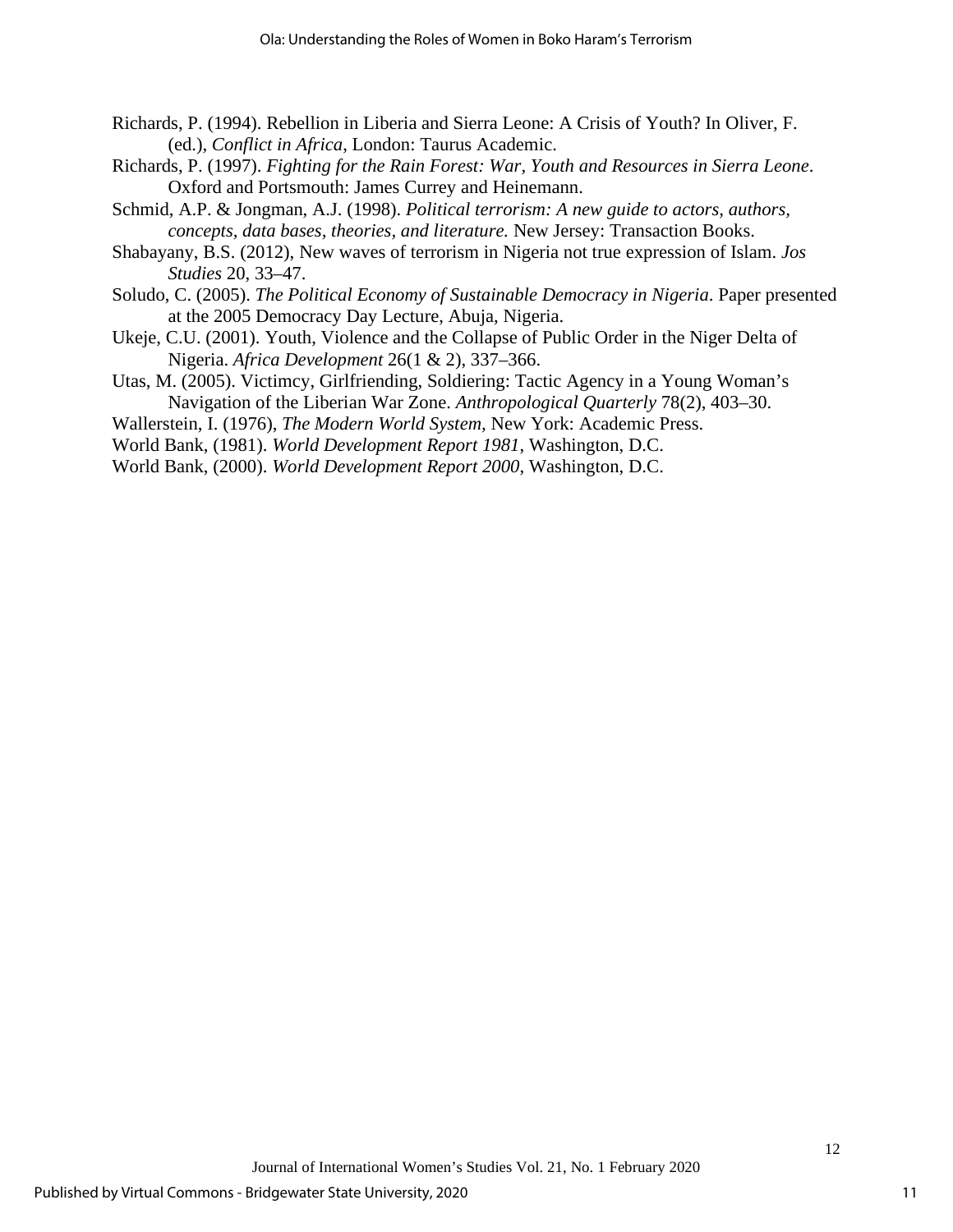Richards, P. (1994). Rebellion in Liberia and Sierra Leone: A Crisis of Youth? In Oliver, F. (ed.), *Conflict in Africa*, London: Taurus Academic.

Richards, P. (1997). *Fighting for the Rain Forest: War, Youth and Resources in Sierra Leone*. Oxford and Portsmouth: James Currey and Heinemann.

Schmid, A.P. & Jongman, A.J. (1998). *Political terrorism: A new guide to actors, authors, concepts, data bases, theories, and literature.* New Jersey: Transaction Books.

Shabayany, B.S. (2012), New waves of terrorism in Nigeria not true expression of Islam. *Jos Studies* 20, 33–47.

Soludo, C. (2005). *The Political Economy of Sustainable Democracy in Nigeria*. Paper presented at the 2005 Democracy Day Lecture, Abuja, Nigeria.

Ukeje, C.U. (2001). Youth, Violence and the Collapse of Public Order in the Niger Delta of Nigeria. *Africa Development* 26(1 & 2), 337–366.

Utas, M. (2005). Victimcy, Girlfriending, Soldiering: Tactic Agency in a Young Woman's Navigation of the Liberian War Zone. *Anthropological Quarterly* 78(2), 403–30.

Wallerstein, I. (1976), *The Modern World System*, New York: Academic Press.

World Bank, (1981). *World Development Report 1981*, Washington, D.C.

World Bank, (2000). *World Development Report 2000*, Washington, D.C.